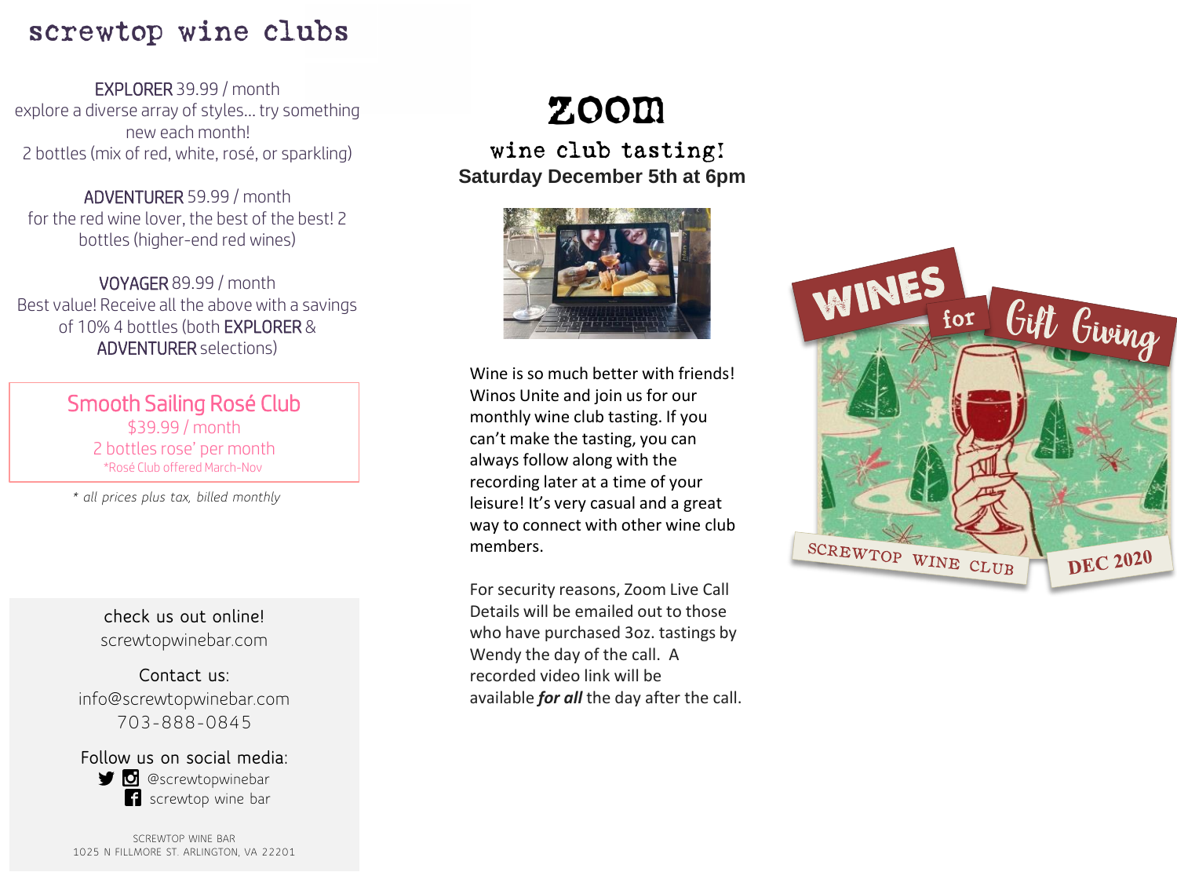# screwtop wine clubs

**EXPLORER** 39.99 / month
explore a diverse array of styles... try something new each month!
2 bottles (mix of red, white, rosé, or sparkling)

**ADVENTURER** 59.99 / month
for the red wine lover, the best of the best! 2 bottles (higher-end red wines)

**VOYAGER** 89.99 / month
Best value! Receive all the above with a savings of 10% 4 bottles (both **EXPLORER** & **ADVENTURER** selections)

## Smooth Sailing Rosé Club
$39.99 / month
2 bottles rose' per month
*Rosé Club offered March-Nov

*\* all prices plus tax, billed monthly*

check us out online!
screwtopwinebar.com

Contact us:
info@screwtopwinebar.com
703-888-0845

Follow us on social media:
@screwtopwinebar
screwtop wine bar

SCREWTOP WINE BAR
1025 N FILLMORE ST. ARLINGTON, VA 22201

# ZOOM

## wine club tasting!

**Saturday December 5th at 6pm**

Wine is so much better with friends! Winos Unite and join us for our monthly wine club tasting. If you can't make the tasting, you can always follow along with the recording later at a time of your leisure! It's very casual and a great way to connect with other wine club members.

For security reasons, Zoom Live Call Details will be emailed out to those who have purchased 3oz. tastings by Wendy the day of the call. A recorded video link will be available ***for all*** the day after the call.

WINES for Gift Giving

SCREWTOP WINE CLUB DEC 2020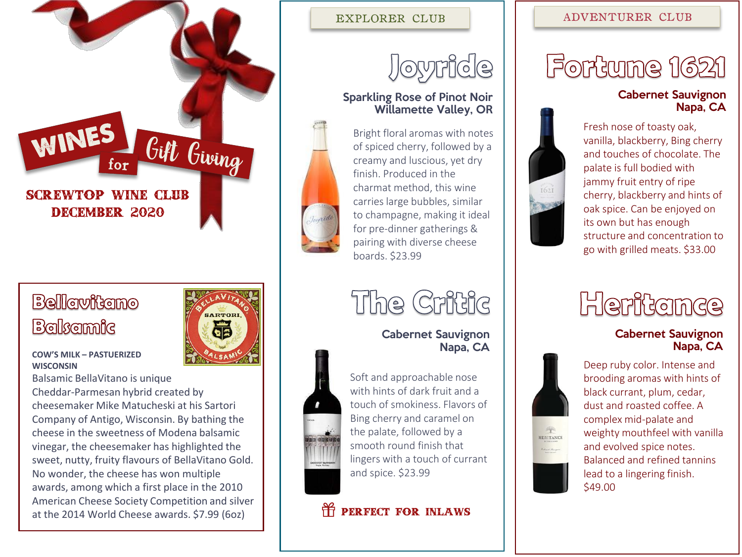# WINES for Gift Giving

**SCREWTOP WINE CLUB**
**DECEMBER 2020**

## Bellavitano Balsamic

**COW'S MILK – PASTEURIZED**
**WISCONSIN**

Balsamic BellaVitano is unique Cheddar-Parmesan hybrid created by cheesemaker Mike Matucheski at his Sartori Company of Antigo, Wisconsin. By bathing the cheese in the sweetness of Modena balsamic vinegar, the cheesemaker has highlighted the sweet, nutty, fruity flavours of BellaVitano Gold. No wonder, the cheese has won multiple awards, among which a first place in the 2010 American Cheese Society Competition and silver at the 2014 World Cheese awards. $7.99 (6oz)

## EXPLORER CLUB

### Joyride

**Sparkling Rose of Pinot Noir**
**Willamette Valley, OR**

Bright floral aromas with notes of spiced cherry, followed by a creamy and luscious, yet dry finish. Produced in the charmat method, this wine carries large bubbles, similar to champagne, making it ideal for pre-dinner gatherings & pairing with diverse cheese boards. $23.99

### The Critic

**Cabernet Sauvignon**
**Napa, CA**

Soft and approachable nose with hints of dark fruit and a touch of smokiness. Flavors of Bing cherry and caramel on the palate, followed by a smooth round finish that lingers with a touch of currant and spice. $23.99

**PERFECT FOR INLAWS**

## ADVENTURER CLUB

### Fortune 1621

**Cabernet Sauvignon**
**Napa, CA**

Fresh nose of toasty oak, vanilla, blackberry, Bing cherry and touches of chocolate. The palate is full bodied with jammy fruit entry of ripe cherry, blackberry and hints of oak spice. Can be enjoyed on its own but has enough structure and concentration to go with grilled meats. $33.00

### Heritance

**Cabernet Sauvignon**
**Napa, CA**

Deep ruby color. Intense and brooding aromas with hints of black currant, plum, cedar, dust and roasted coffee. A complex mid-palate and weighty mouthfeel with vanilla and evolved spice notes. Balanced and refined tannins lead to a lingering finish. $49.00